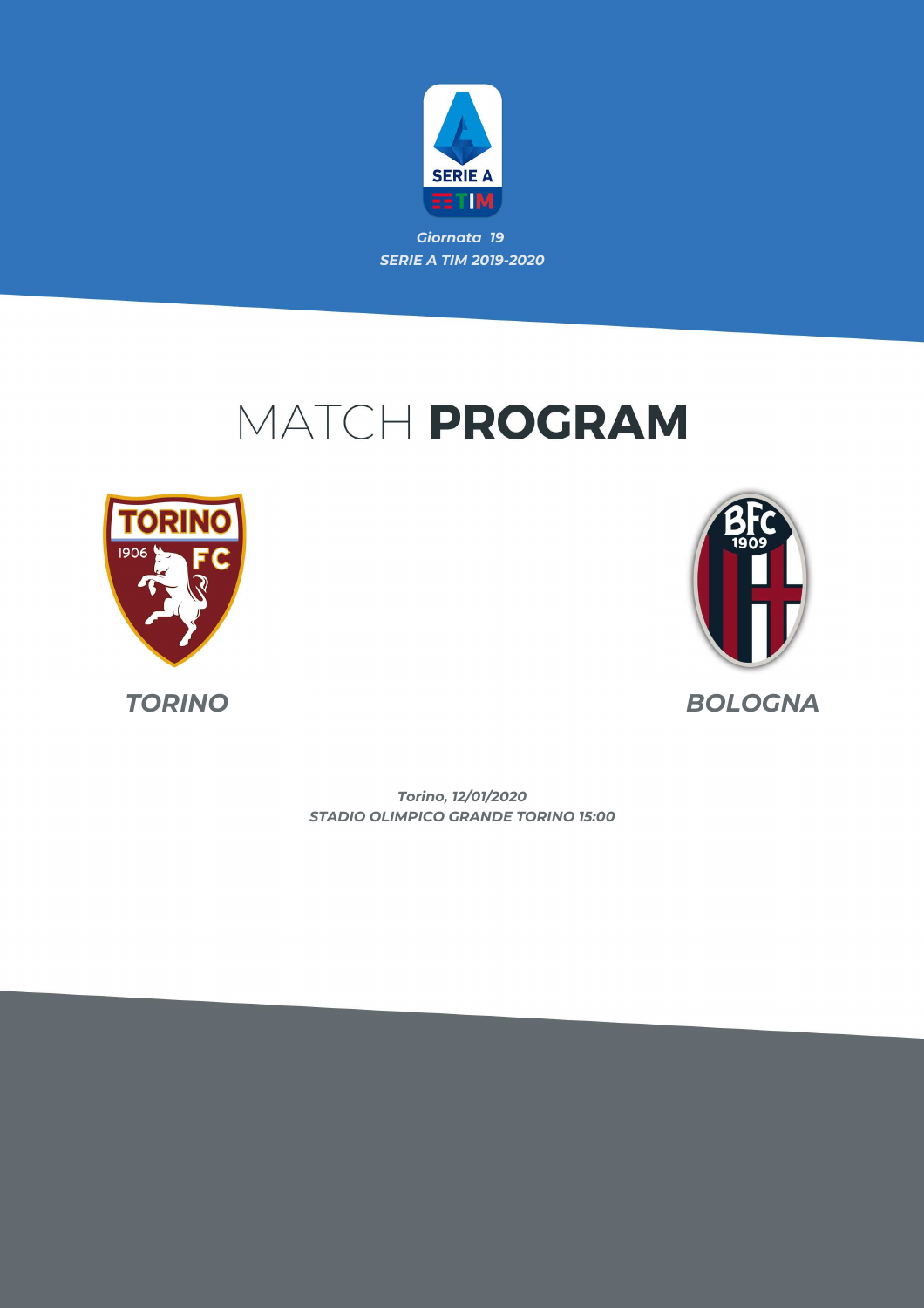*Giornata 19*

*SERIE A TIM 2019-2020*

# MATCH **PROGRAM**

*TORINO*

*BOLOGNA*

*Torino, 12/01/2020*

*STADIO OLIMPICO GRANDE TORINO 15:00*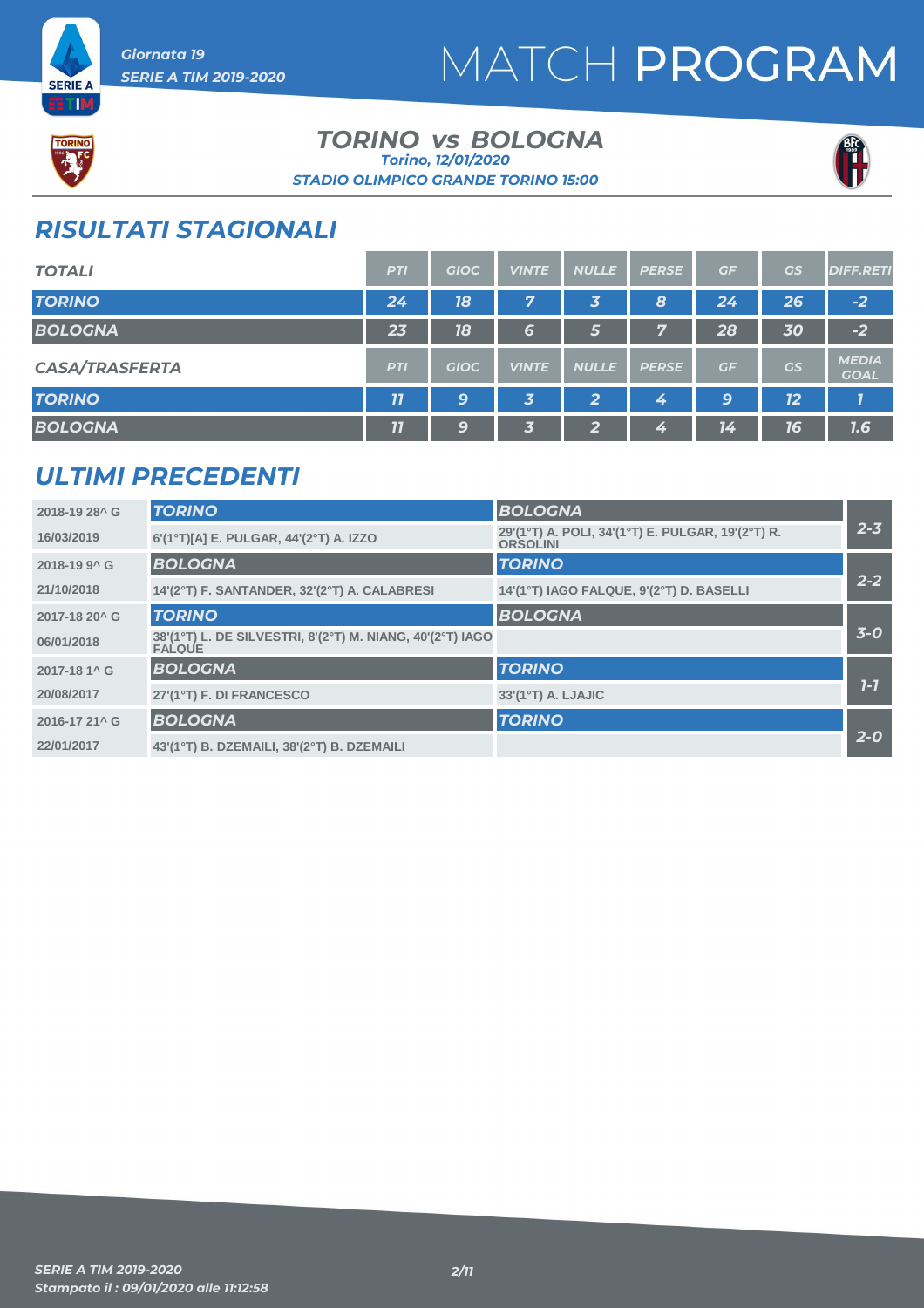Giornata 19

SERIE A TIM 2019-2020

# MATCH PROGRAM

## TORINO vs BOLOGNA

Torino, 12/01/2020

STADIO OLIMPICO GRANDE TORINO 15:00

## RISULTATI STAGIONALI

| TOTALI | PTI | GIOC | VINTE | NULLE | PERSE | GF | GS | DIFF.RETI |
|---|---|---|---|---|---|---|---|---|
| TORINO | 24 | 18 | 7 | 3 | 8 | 24 | 26 | -2 |
| BOLOGNA | 23 | 18 | 6 | 5 | 7 | 28 | 30 | -2 |

| CASA/TRASFERTA | PTI | GIOC | VINTE | NULLE | PERSE | GF | GS | MEDIA GOAL |
|---|---|---|---|---|---|---|---|---|
| TORINO | 11 | 9 | 3 | 2 | 4 | 9 | 12 | 1 |
| BOLOGNA | 11 | 9 | 3 | 2 | 4 | 14 | 16 | 1.6 |

## ULTIMI PRECEDENTI

| | | | |
|---|---|---|---|
| 2018-19 28^ G | TORINO | BOLOGNA | 2-3 |
| 16/03/2019 | 6'(1°T)[A] E. PULGAR, 44'(2°T) A. IZZO | 29'(1°T) A. POLI, 34'(1°T) E. PULGAR, 19'(2°T) R. ORSOLINI | |
| 2018-19 9^ G | BOLOGNA | TORINO | 2-2 |
| 21/10/2018 | 14'(2°T) F. SANTANDER, 32'(2°T) A. CALABRESI | 14'(1°T) IAGO FALQUE, 9'(2°T) D. BASELLI | |
| 2017-18 20^ G | TORINO | BOLOGNA | 3-0 |
| 06/01/2018 | 38'(1°T) L. DE SILVESTRI, 8'(2°T) M. NIANG, 40'(2°T) IAGO FALQUE | | |
| 2017-18 1^ G | BOLOGNA | TORINO | 1-1 |
| 20/08/2017 | 27'(1°T) F. DI FRANCESCO | 33'(1°T) A. LJAJIC | |
| 2016-17 21^ G | BOLOGNA | TORINO | 2-0 |
| 22/01/2017 | 43'(1°T) B. DZEMAILI, 38'(2°T) B. DZEMAILI | | |

SERIE A TIM 2019-2020

Stampato il : 09/01/2020 alle 11:12:58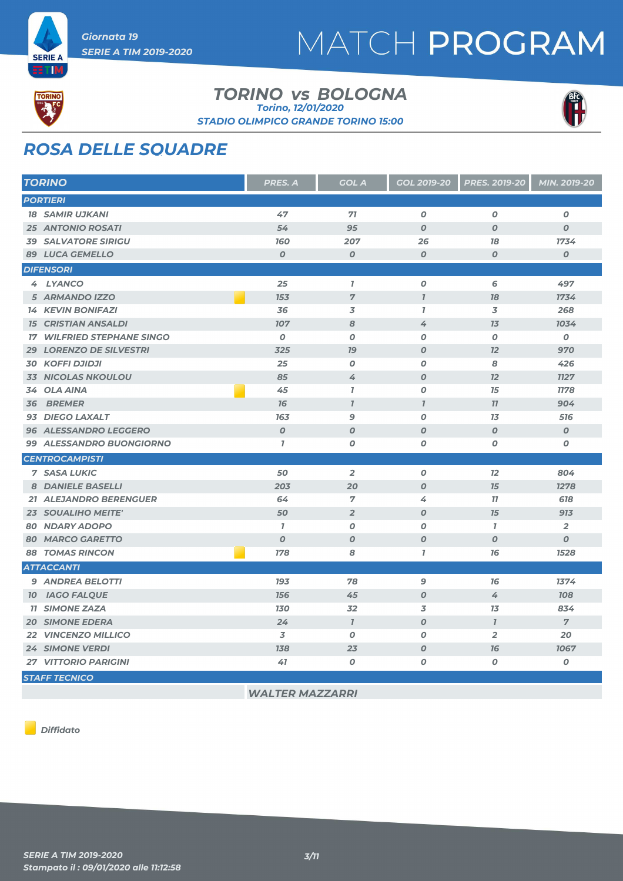Giornata 19

SERIE A TIM 2019-2020

# MATCH PROGRAM

## TORINO vs BOLOGNA

Torino, 12/01/2020

STADIO OLIMPICO GRANDE TORINO 15:00

## ROSA DELLE SQUADRE

| TORINO | | PRES. A | GOL A | GOL 2019-20 | PRES. 2019-20 | MIN. 2019-20 |
|---|---|---|---|---|---|---|
| **PORTIERI** | | | | | | |
| 18 SAMIR UJKANI | | 47 | 71 | 0 | 0 | 0 |
| 25 ANTONIO ROSATI | | 54 | 95 | 0 | 0 | 0 |
| 39 SALVATORE SIRIGU | | 160 | 207 | 26 | 18 | 1734 |
| 89 LUCA GEMELLO | | 0 | 0 | 0 | 0 | 0 |
| **DIFENSORI** | | | | | | |
| 4 LYANCO | | 25 | 1 | 0 | 6 | 497 |
| 5 ARMANDO IZZO | Diffidato | 153 | 7 | 1 | 18 | 1734 |
| 14 KEVIN BONIFAZI | | 36 | 3 | 1 | 3 | 268 |
| 15 CRISTIAN ANSALDI | | 107 | 8 | 4 | 13 | 1034 |
| 17 WILFRIED STEPHANE SINGO | | 0 | 0 | 0 | 0 | 0 |
| 29 LORENZO DE SILVESTRI | | 325 | 19 | 0 | 12 | 970 |
| 30 KOFFI DJIDJI | | 25 | 0 | 0 | 8 | 426 |
| 33 NICOLAS NKOULOU | | 85 | 4 | 0 | 12 | 1127 |
| 34 OLA AINA | Diffidato | 45 | 1 | 0 | 15 | 1178 |
| 36 BREMER | | 16 | 1 | 1 | 11 | 904 |
| 93 DIEGO LAXALT | | 163 | 9 | 0 | 13 | 516 |
| 96 ALESSANDRO LEGGERO | | 0 | 0 | 0 | 0 | 0 |
| 99 ALESSANDRO BUONGIORNO | | 1 | 0 | 0 | 0 | 0 |
| **CENTROCAMPISTI** | | | | | | |
| 7 SASA LUKIC | | 50 | 2 | 0 | 12 | 804 |
| 8 DANIELE BASELLI | | 203 | 20 | 0 | 15 | 1278 |
| 21 ALEJANDRO BERENGUER | | 64 | 7 | 4 | 11 | 618 |
| 23 SOUALIHO MEITE' | | 50 | 2 | 0 | 15 | 913 |
| 80 NDARY ADOPO | | 1 | 0 | 0 | 1 | 2 |
| 80 MARCO GARETTO | | 0 | 0 | 0 | 0 | 0 |
| 88 TOMAS RINCON | Diffidato | 178 | 8 | 1 | 16 | 1528 |
| **ATTACCANTI** | | | | | | |
| 9 ANDREA BELOTTI | | 193 | 78 | 9 | 16 | 1374 |
| 10 IAGO FALQUE | | 156 | 45 | 0 | 4 | 108 |
| 11 SIMONE ZAZA | | 130 | 32 | 3 | 13 | 834 |
| 20 SIMONE EDERA | | 24 | 1 | 0 | 1 | 7 |
| 22 VINCENZO MILLICO | | 3 | 0 | 0 | 2 | 20 |
| 24 SIMONE VERDI | | 138 | 23 | 0 | 16 | 1067 |
| 27 VITTORIO PARIGINI | | 41 | 0 | 0 | 0 | 0 |
| **STAFF TECNICO** | | | | | | |
| | WALTER MAZZARRI | | | | | |

Diffidato

SERIE A TIM 2019-2020

Stampato il : 09/01/2020 alle 11:12:58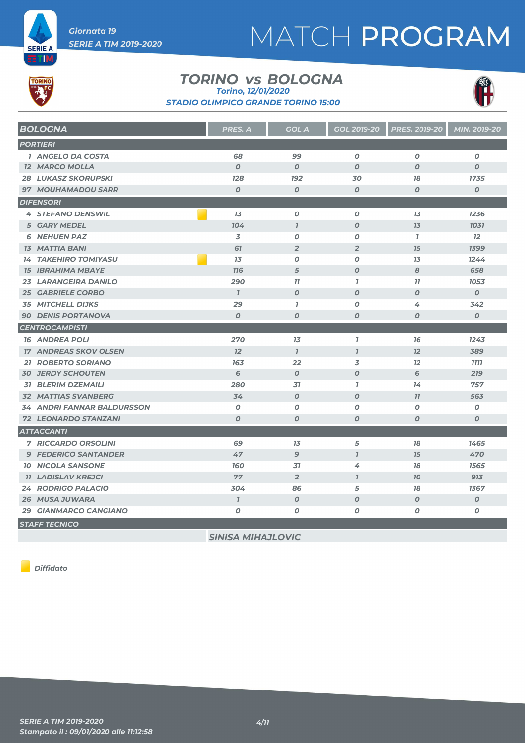Giornata 19

SERIE A TIM 2019-2020

# MATCH PROGRAM

## TORINO vs BOLOGNA

Torino, 12/01/2020

STADIO OLIMPICO GRANDE TORINO 15:00

| BOLOGNA | PRES. A | GOL A | GOL 2019-20 | PRES. 2019-20 | MIN. 2019-20 |
|---|---|---|---|---|---|
| **PORTIERI** | | | | | |
| 1 ANGELO DA COSTA | 68 | 99 | 0 | 0 | 0 |
| 12 MARCO MOLLA | 0 | 0 | 0 | 0 | 0 |
| 28 LUKASZ SKORUPSKI | 128 | 192 | 30 | 18 | 1735 |
| 97 MOUHAMADOU SARR | 0 | 0 | 0 | 0 | 0 |
| **DIFENSORI** | | | | | |
| 4 STEFANO DENSWIL (Diffidato) | 13 | 0 | 0 | 13 | 1236 |
| 5 GARY MEDEL | 104 | 1 | 0 | 13 | 1031 |
| 6 NEHUEN PAZ | 3 | 0 | 0 | 1 | 12 |
| 13 MATTIA BANI | 61 | 2 | 2 | 15 | 1399 |
| 14 TAKEHIRO TOMIYASU (Diffidato) | 13 | 0 | 0 | 13 | 1244 |
| 15 IBRAHIMA MBAYE | 116 | 5 | 0 | 8 | 658 |
| 23 LARANGEIRA DANILO | 290 | 11 | 1 | 11 | 1053 |
| 25 GABRIELE CORBO | 1 | 0 | 0 | 0 | 0 |
| 35 MITCHELL DIJKS | 29 | 1 | 0 | 4 | 342 |
| 90 DENIS PORTANOVA | 0 | 0 | 0 | 0 | 0 |
| **CENTROCAMPISTI** | | | | | |
| 16 ANDREA POLI | 270 | 13 | 1 | 16 | 1243 |
| 17 ANDREAS SKOV OLSEN | 12 | 1 | 1 | 12 | 389 |
| 21 ROBERTO SORIANO | 163 | 22 | 3 | 12 | 1111 |
| 30 JERDY SCHOUTEN | 6 | 0 | 0 | 6 | 219 |
| 31 BLERIM DZEMAILI | 280 | 31 | 1 | 14 | 757 |
| 32 MATTIAS SVANBERG | 34 | 0 | 0 | 11 | 563 |
| 34 ANDRI FANNAR BALDURSSON | 0 | 0 | 0 | 0 | 0 |
| 72 LEONARDO STANZANI | 0 | 0 | 0 | 0 | 0 |
| **ATTACCANTI** | | | | | |
| 7 RICCARDO ORSOLINI | 69 | 13 | 5 | 18 | 1465 |
| 9 FEDERICO SANTANDER | 47 | 9 | 1 | 15 | 470 |
| 10 NICOLA SANSONE | 160 | 31 | 4 | 18 | 1565 |
| 11 LADISLAV KREJCI | 77 | 2 | 1 | 10 | 913 |
| 24 RODRIGO PALACIO | 304 | 86 | 5 | 18 | 1367 |
| 26 MUSA JUWARA | 1 | 0 | 0 | 0 | 0 |
| 29 GIANMARCO CANGIANO | 0 | 0 | 0 | 0 | 0 |

**STAFF TECNICO**

SINISA MIHAJLOVIC

Diffidato

SERIE A TIM 2019-2020

Stampato il : 09/01/2020 alle 11:12:58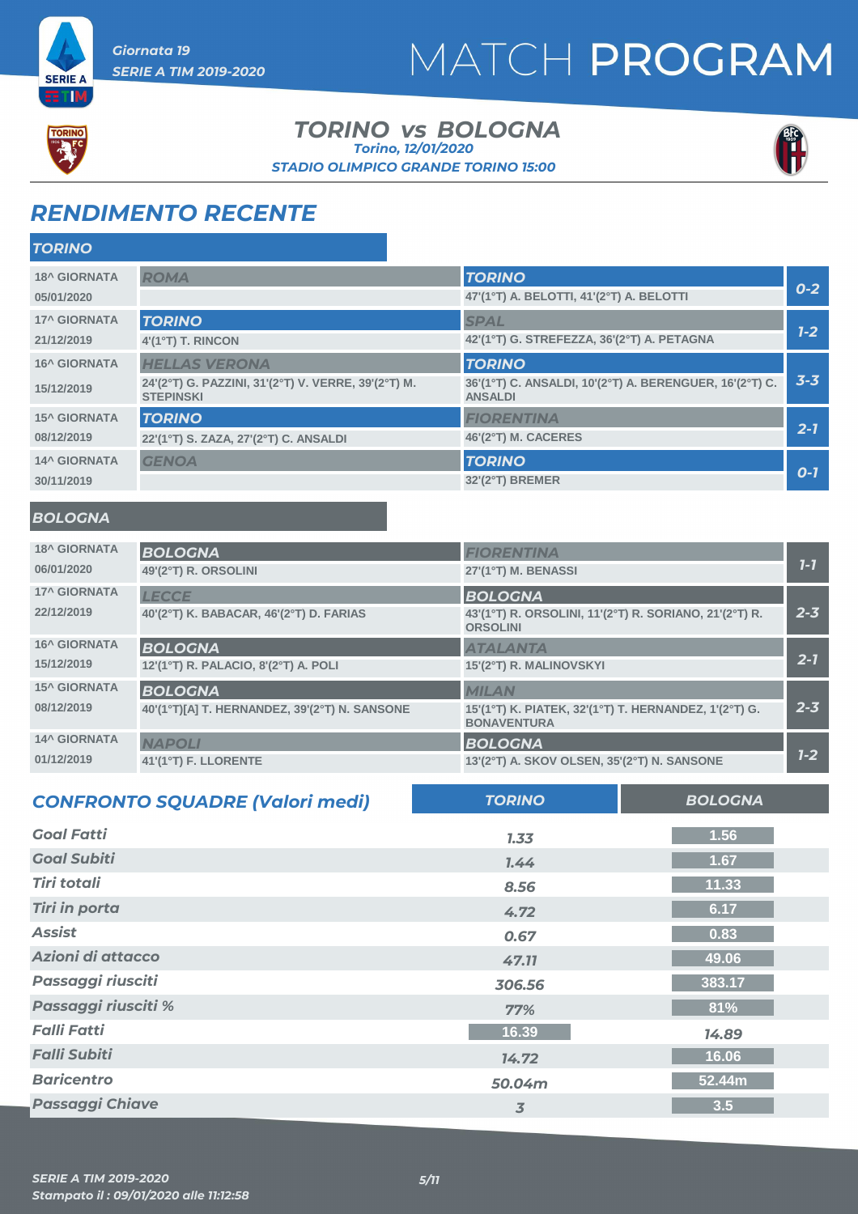Giornata 19
SERIE A TIM 2019-2020

# MATCH PROGRAM

## TORINO vs BOLOGNA

Torino, 12/01/2020
STADIO OLIMPICO GRANDE TORINO 15:00

## RENDIMENTO RECENTE

### TORINO

| | | | |
|---|---|---|---|
| 18^ GIORNATA 05/01/2020 | ROMA | TORINO 47'(1°T) A. BELOTTI, 41'(2°T) A. BELOTTI | 0-2 |
| 17^ GIORNATA 21/12/2019 | TORINO 4'(1°T) T. RINCON | SPAL 42'(1°T) G. STREFEZZA, 36'(2°T) A. PETAGNA | 1-2 |
| 16^ GIORNATA 15/12/2019 | HELLAS VERONA 24'(2°T) G. PAZZINI, 31'(2°T) V. VERRE, 39'(2°T) M. STEPINSKI | TORINO 36'(1°T) C. ANSALDI, 10'(2°T) A. BERENGUER, 16'(2°T) C. ANSALDI | 3-3 |
| 15^ GIORNATA 08/12/2019 | TORINO 22'(1°T) S. ZAZA, 27'(2°T) C. ANSALDI | FIORENTINA 46'(2°T) M. CACERES | 2-1 |
| 14^ GIORNATA 30/11/2019 | GENOA | TORINO 32'(2°T) BREMER | 0-1 |

### BOLOGNA

| | | | |
|---|---|---|---|
| 18^ GIORNATA 06/01/2020 | BOLOGNA 49'(2°T) R. ORSOLINI | FIORENTINA 27'(1°T) M. BENASSI | 1-1 |
| 17^ GIORNATA 22/12/2019 | LECCE 40'(2°T) K. BABACAR, 46'(2°T) D. FARIAS | BOLOGNA 43'(1°T) R. ORSOLINI, 11'(2°T) R. SORIANO, 21'(2°T) R. ORSOLINI | 2-3 |
| 16^ GIORNATA 15/12/2019 | BOLOGNA 12'(1°T) R. PALACIO, 8'(2°T) A. POLI | ATALANTA 15'(2°T) R. MALINOVSKYI | 2-1 |
| 15^ GIORNATA 08/12/2019 | BOLOGNA 40'(1°T)[A] T. HERNANDEZ, 39'(2°T) N. SANSONE | MILAN 15'(1°T) K. PIATEK, 32'(1°T) T. HERNANDEZ, 1'(2°T) G. BONAVENTURA | 2-3 |
| 14^ GIORNATA 01/12/2019 | NAPOLI 41'(1°T) F. LLORENTE | BOLOGNA 13'(2°T) A. SKOV OLSEN, 35'(2°T) N. SANSONE | 1-2 |

## CONFRONTO SQUADRE (Valori medi)

| | TORINO | BOLOGNA |
|---|---|---|
| Goal Fatti | 1.33 | 1.56 |
| Goal Subiti | 1.44 | 1.67 |
| Tiri totali | 8.56 | 11.33 |
| Tiri in porta | 4.72 | 6.17 |
| Assist | 0.67 | 0.83 |
| Azioni di attacco | 47.11 | 49.06 |
| Passaggi riusciti | 306.56 | 383.17 |
| Passaggi riusciti % | 77% | 81% |
| Falli Fatti | 16.39 | 14.89 |
| Falli Subiti | 14.72 | 16.06 |
| Baricentro | 50.04m | 52.44m |
| Passaggi Chiave | 3 | 3.5 |

SERIE A TIM 2019-2020
Stampato il : 09/01/2020 alle 11:12:58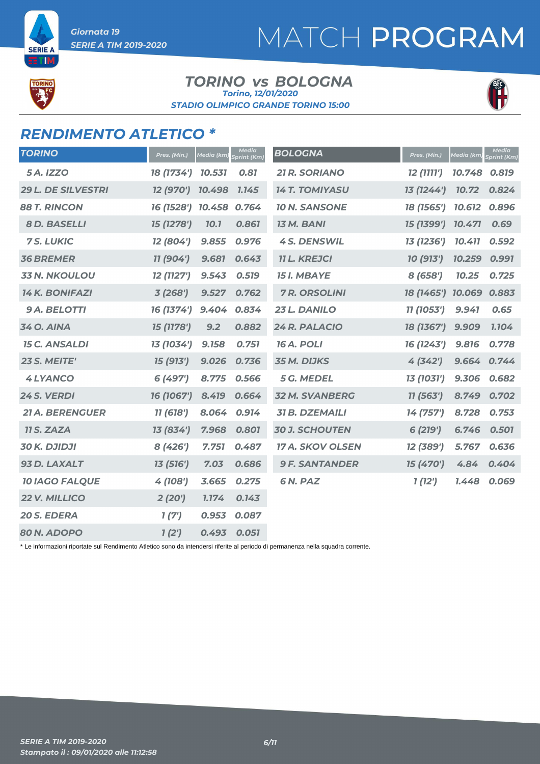# MATCH PROGRAM

Giornata 19
SERIE A TIM 2019-2020

## TORINO vs BOLOGNA

Torino, 12/01/2020
STADIO OLIMPICO GRANDE TORINO 15:00

## RENDIMENTO ATLETICO *

| TORINO | Pres. (Min.) | Media (km) | Media Sprint (Km) |
|---|---|---|---|
| 5 A. IZZO | 18 (1734') | 10.531 | 0.81 |
| 29 L. DE SILVESTRI | 12 (970') | 10.498 | 1.145 |
| 88 T. RINCON | 16 (1528') | 10.458 | 0.764 |
| 8 D. BASELLI | 15 (1278') | 10.1 | 0.861 |
| 7 S. LUKIC | 12 (804') | 9.855 | 0.976 |
| 36 BREMER | 11 (904') | 9.681 | 0.643 |
| 33 N. NKOULOU | 12 (1127') | 9.543 | 0.519 |
| 14 K. BONIFAZI | 3 (268') | 9.527 | 0.762 |
| 9 A. BELOTTI | 16 (1374') | 9.404 | 0.834 |
| 34 O. AINA | 15 (1178') | 9.2 | 0.882 |
| 15 C. ANSALDI | 13 (1034') | 9.158 | 0.751 |
| 23 S. MEITE' | 15 (913') | 9.026 | 0.736 |
| 4 LYANCO | 6 (497') | 8.775 | 0.566 |
| 24 S. VERDI | 16 (1067') | 8.419 | 0.664 |
| 21 A. BERENGUER | 11 (618') | 8.064 | 0.914 |
| 11 S. ZAZA | 13 (834') | 7.968 | 0.801 |
| 30 K. DJIDJI | 8 (426') | 7.751 | 0.487 |
| 93 D. LAXALT | 13 (516') | 7.03 | 0.686 |
| 10 IAGO FALQUE | 4 (108') | 3.665 | 0.275 |
| 22 V. MILLICO | 2 (20') | 1.174 | 0.143 |
| 20 S. EDERA | 1 (7') | 0.953 | 0.087 |
| 80 N. ADOPO | 1 (2') | 0.493 | 0.051 |

| BOLOGNA | Pres. (Min.) | Media (km) | Media Sprint (Km) |
|---|---|---|---|
| 21 R. SORIANO | 12 (1111') | 10.748 | 0.819 |
| 14 T. TOMIYASU | 13 (1244') | 10.72 | 0.824 |
| 10 N. SANSONE | 18 (1565') | 10.612 | 0.896 |
| 13 M. BANI | 15 (1399') | 10.471 | 0.69 |
| 4 S. DENSWIL | 13 (1236') | 10.411 | 0.592 |
| 11 L. KREJCI | 10 (913') | 10.259 | 0.991 |
| 15 I. MBAYE | 8 (658') | 10.25 | 0.725 |
| 7 R. ORSOLINI | 18 (1465') | 10.069 | 0.883 |
| 23 L. DANILO | 11 (1053') | 9.941 | 0.65 |
| 24 R. PALACIO | 18 (1367') | 9.909 | 1.104 |
| 16 A. POLI | 16 (1243') | 9.816 | 0.778 |
| 35 M. DIJKS | 4 (342') | 9.664 | 0.744 |
| 5 G. MEDEL | 13 (1031') | 9.306 | 0.682 |
| 32 M. SVANBERG | 11 (563') | 8.749 | 0.702 |
| 31 B. DZEMAILI | 14 (757') | 8.728 | 0.753 |
| 30 J. SCHOUTEN | 6 (219') | 6.746 | 0.501 |
| 17 A. SKOV OLSEN | 12 (389') | 5.767 | 0.636 |
| 9 F. SANTANDER | 15 (470') | 4.84 | 0.404 |
| 6 N. PAZ | 1 (12') | 1.448 | 0.069 |

* Le informazioni riportate sul Rendimento Atletico sono da intendersi riferite al periodo di permanenza nella squadra corrente.

SERIE A TIM 2019-2020
Stampato il : 09/01/2020 alle 11:12:58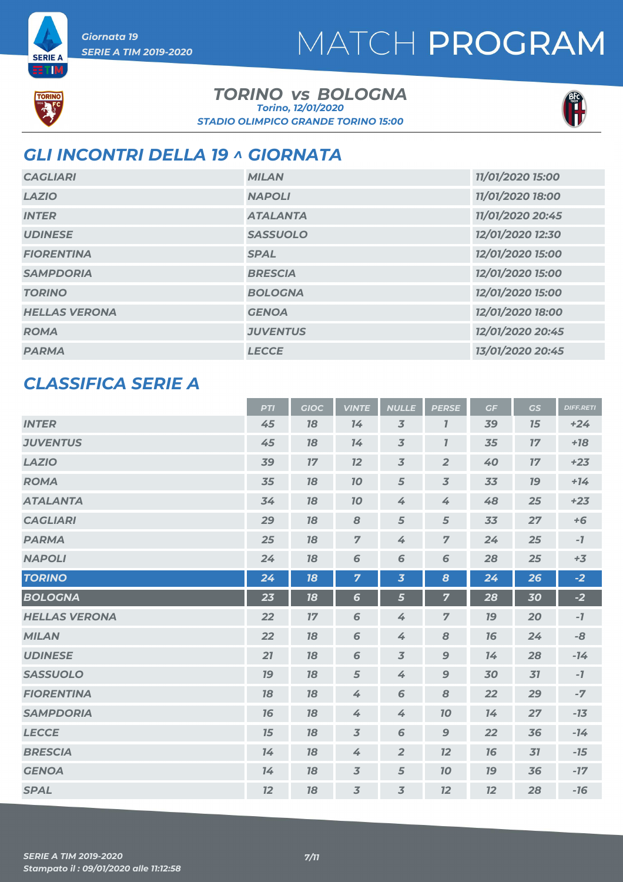Giornata 19

SERIE A TIM 2019-2020

# MATCH PROGRAM

## TORINO vs BOLOGNA

Torino, 12/01/2020

STADIO OLIMPICO GRANDE TORINO 15:00

## GLI INCONTRI DELLA 19 ^ GIORNATA

| | | |
|---|---|---|
| CAGLIARI | MILAN | 11/01/2020 15:00 |
| LAZIO | NAPOLI | 11/01/2020 18:00 |
| INTER | ATALANTA | 11/01/2020 20:45 |
| UDINESE | SASSUOLO | 12/01/2020 12:30 |
| FIORENTINA | SPAL | 12/01/2020 15:00 |
| SAMPDORIA | BRESCIA | 12/01/2020 15:00 |
| TORINO | BOLOGNA | 12/01/2020 15:00 |
| HELLAS VERONA | GENOA | 12/01/2020 18:00 |
| ROMA | JUVENTUS | 12/01/2020 20:45 |
| PARMA | LECCE | 13/01/2020 20:45 |

## CLASSIFICA SERIE A

| | PTI | GIOC | VINTE | NULLE | PERSE | GF | GS | DIFF.RETI |
|---|---|---|---|---|---|---|---|---|
| INTER | 45 | 18 | 14 | 3 | 1 | 39 | 15 | +24 |
| JUVENTUS | 45 | 18 | 14 | 3 | 1 | 35 | 17 | +18 |
| LAZIO | 39 | 17 | 12 | 3 | 2 | 40 | 17 | +23 |
| ROMA | 35 | 18 | 10 | 5 | 3 | 33 | 19 | +14 |
| ATALANTA | 34 | 18 | 10 | 4 | 4 | 48 | 25 | +23 |
| CAGLIARI | 29 | 18 | 8 | 5 | 5 | 33 | 27 | +6 |
| PARMA | 25 | 18 | 7 | 4 | 7 | 24 | 25 | -1 |
| NAPOLI | 24 | 18 | 6 | 6 | 6 | 28 | 25 | +3 |
| TORINO | 24 | 18 | 7 | 3 | 8 | 24 | 26 | -2 |
| BOLOGNA | 23 | 18 | 6 | 5 | 7 | 28 | 30 | -2 |
| HELLAS VERONA | 22 | 17 | 6 | 4 | 7 | 19 | 20 | -1 |
| MILAN | 22 | 18 | 6 | 4 | 8 | 16 | 24 | -8 |
| UDINESE | 21 | 18 | 6 | 3 | 9 | 14 | 28 | -14 |
| SASSUOLO | 19 | 18 | 5 | 4 | 9 | 30 | 31 | -1 |
| FIORENTINA | 18 | 18 | 4 | 6 | 8 | 22 | 29 | -7 |
| SAMPDORIA | 16 | 18 | 4 | 4 | 10 | 14 | 27 | -13 |
| LECCE | 15 | 18 | 3 | 6 | 9 | 22 | 36 | -14 |
| BRESCIA | 14 | 18 | 4 | 2 | 12 | 16 | 31 | -15 |
| GENOA | 14 | 18 | 3 | 5 | 10 | 19 | 36 | -17 |
| SPAL | 12 | 18 | 3 | 3 | 12 | 12 | 28 | -16 |

SERIE A TIM 2019-2020

Stampato il : 09/01/2020 alle 11:12:58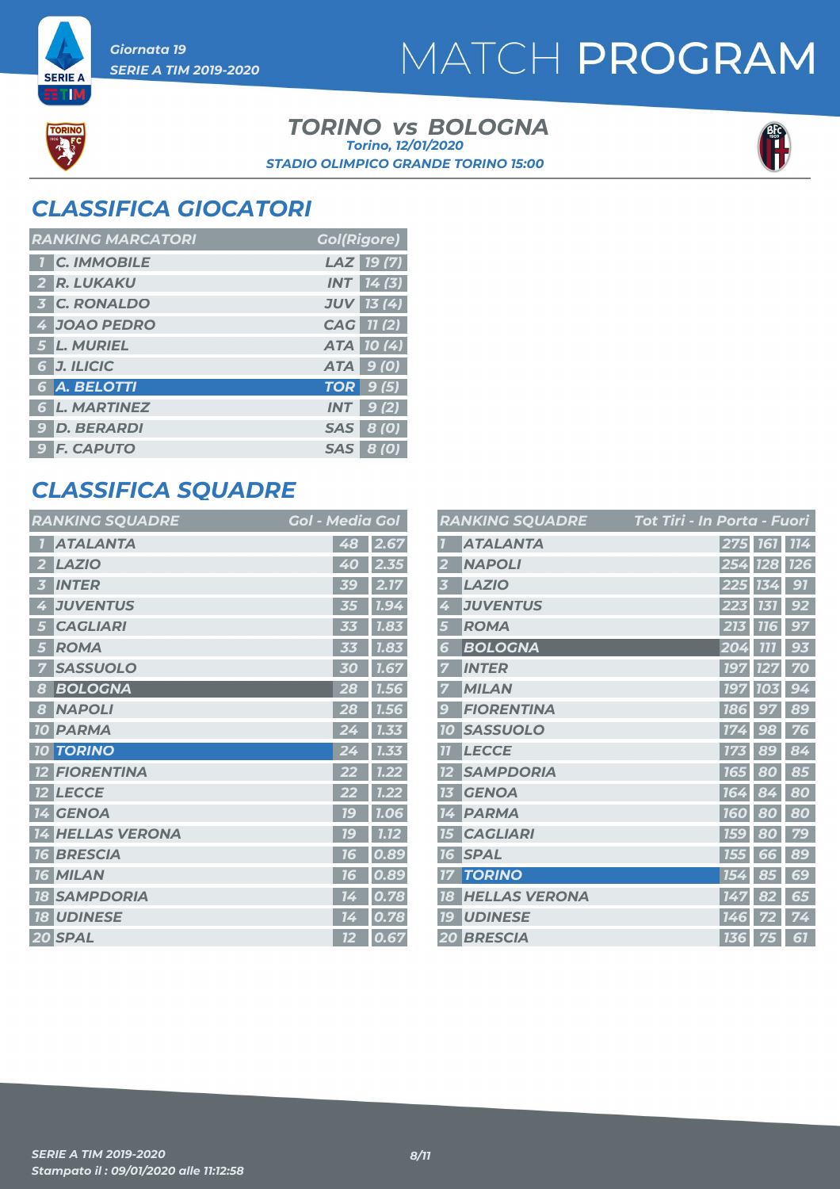Giornata 19

SERIE A TIM 2019-2020

# MATCH PROGRAM

## TORINO vs BOLOGNA

Torino, 12/01/2020

STADIO OLIMPICO GRANDE TORINO 15:00

## CLASSIFICA GIOCATORI

| RANKING MARCATORI | | | Gol(Rigore) |
|---|---|---|---|
| 1 | C. IMMOBILE | LAZ | 19 (7) |
| 2 | R. LUKAKU | INT | 14 (3) |
| 3 | C. RONALDO | JUV | 13 (4) |
| 4 | JOAO PEDRO | CAG | 11 (2) |
| 5 | L. MURIEL | ATA | 10 (4) |
| 6 | J. ILICIC | ATA | 9 (0) |
| 6 | A. BELOTTI | TOR | 9 (5) |
| 6 | L. MARTINEZ | INT | 9 (2) |
| 9 | D. BERARDI | SAS | 8 (0) |
| 9 | F. CAPUTO | SAS | 8 (0) |

## CLASSIFICA SQUADRE

| RANKING SQUADRE | | Gol | Media Gol |
|---|---|---|---|
| 1 | ATALANTA | 48 | 2.67 |
| 2 | LAZIO | 40 | 2.35 |
| 3 | INTER | 39 | 2.17 |
| 4 | JUVENTUS | 35 | 1.94 |
| 5 | CAGLIARI | 33 | 1.83 |
| 5 | ROMA | 33 | 1.83 |
| 7 | SASSUOLO | 30 | 1.67 |
| 8 | BOLOGNA | 28 | 1.56 |
| 8 | NAPOLI | 28 | 1.56 |
| 10 | PARMA | 24 | 1.33 |
| 10 | TORINO | 24 | 1.33 |
| 12 | FIORENTINA | 22 | 1.22 |
| 12 | LECCE | 22 | 1.22 |
| 14 | GENOA | 19 | 1.06 |
| 14 | HELLAS VERONA | 19 | 1.12 |
| 16 | BRESCIA | 16 | 0.89 |
| 16 | MILAN | 16 | 0.89 |
| 18 | SAMPDORIA | 14 | 0.78 |
| 18 | UDINESE | 14 | 0.78 |
| 20 | SPAL | 12 | 0.67 |

| RANKING SQUADRE | | Tot Tiri | In Porta | Fuori |
|---|---|---|---|---|
| 1 | ATALANTA | 275 | 161 | 114 |
| 2 | NAPOLI | 254 | 128 | 126 |
| 3 | LAZIO | 225 | 134 | 91 |
| 4 | JUVENTUS | 223 | 131 | 92 |
| 5 | ROMA | 213 | 116 | 97 |
| 6 | BOLOGNA | 204 | 111 | 93 |
| 7 | INTER | 197 | 127 | 70 |
| 7 | MILAN | 197 | 103 | 94 |
| 9 | FIORENTINA | 186 | 97 | 89 |
| 10 | SASSUOLO | 174 | 98 | 76 |
| 11 | LECCE | 173 | 89 | 84 |
| 12 | SAMPDORIA | 165 | 80 | 85 |
| 13 | GENOA | 164 | 84 | 80 |
| 14 | PARMA | 160 | 80 | 80 |
| 15 | CAGLIARI | 159 | 80 | 79 |
| 16 | SPAL | 155 | 66 | 89 |
| 17 | TORINO | 154 | 85 | 69 |
| 18 | HELLAS VERONA | 147 | 82 | 65 |
| 19 | UDINESE | 146 | 72 | 74 |
| 20 | BRESCIA | 136 | 75 | 61 |

SERIE A TIM 2019-2020

Stampato il : 09/01/2020 alle 11:12:58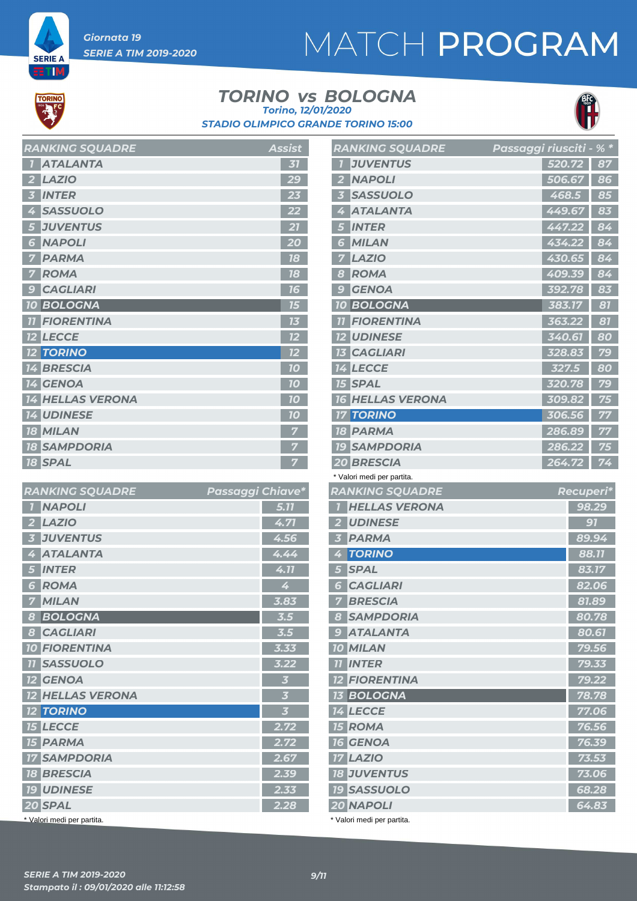Giornata 19

SERIE A TIM 2019-2020

# MATCH PROGRAM

## TORINO vs BOLOGNA

Torino, 12/01/2020

STADIO OLIMPICO GRANDE TORINO 15:00

| RANKING SQUADRE | | Assist |
|---|---|---|
| 1 | ATALANTA | 31 |
| 2 | LAZIO | 29 |
| 3 | INTER | 23 |
| 4 | SASSUOLO | 22 |
| 5 | JUVENTUS | 21 |
| 6 | NAPOLI | 20 |
| 7 | PARMA | 18 |
| 7 | ROMA | 18 |
| 9 | CAGLIARI | 16 |
| 10 | BOLOGNA | 15 |
| 11 | FIORENTINA | 13 |
| 12 | LECCE | 12 |
| 12 | TORINO | 12 |
| 14 | BRESCIA | 10 |
| 14 | GENOA | 10 |
| 14 | HELLAS VERONA | 10 |
| 14 | UDINESE | 10 |
| 18 | MILAN | 7 |
| 18 | SAMPDORIA | 7 |
| 18 | SPAL | 7 |

| RANKING SQUADRE | | Passaggi riusciti | % * |
|---|---|---|---|
| 1 | JUVENTUS | 520.72 | 87 |
| 2 | NAPOLI | 506.67 | 86 |
| 3 | SASSUOLO | 468.5 | 85 |
| 4 | ATALANTA | 449.67 | 83 |
| 5 | INTER | 447.22 | 84 |
| 6 | MILAN | 434.22 | 84 |
| 7 | LAZIO | 430.65 | 84 |
| 8 | ROMA | 409.39 | 84 |
| 9 | GENOA | 392.78 | 83 |
| 10 | BOLOGNA | 383.17 | 81 |
| 11 | FIORENTINA | 363.22 | 81 |
| 12 | UDINESE | 340.61 | 80 |
| 13 | CAGLIARI | 328.83 | 79 |
| 14 | LECCE | 327.5 | 80 |
| 15 | SPAL | 320.78 | 79 |
| 16 | HELLAS VERONA | 309.82 | 75 |
| 17 | TORINO | 306.56 | 77 |
| 18 | PARMA | 286.89 | 77 |
| 19 | SAMPDORIA | 286.22 | 75 |
| 20 | BRESCIA | 264.72 | 74 |

\* Valori medi per partita.

| RANKING SQUADRE | | Passaggi Chiave* |
|---|---|---|
| 1 | NAPOLI | 5.11 |
| 2 | LAZIO | 4.71 |
| 3 | JUVENTUS | 4.56 |
| 4 | ATALANTA | 4.44 |
| 5 | INTER | 4.11 |
| 6 | ROMA | 4 |
| 7 | MILAN | 3.83 |
| 8 | BOLOGNA | 3.5 |
| 8 | CAGLIARI | 3.5 |
| 10 | FIORENTINA | 3.33 |
| 11 | SASSUOLO | 3.22 |
| 12 | GENOA | 3 |
| 12 | HELLAS VERONA | 3 |
| 12 | TORINO | 3 |
| 15 | LECCE | 2.72 |
| 15 | PARMA | 2.72 |
| 17 | SAMPDORIA | 2.67 |
| 18 | BRESCIA | 2.39 |
| 19 | UDINESE | 2.33 |
| 20 | SPAL | 2.28 |

\* Valori medi per partita.

| RANKING SQUADRE | | Recuperi* |
|---|---|---|
| 1 | HELLAS VERONA | 98.29 |
| 2 | UDINESE | 91 |
| 3 | PARMA | 89.94 |
| 4 | TORINO | 88.11 |
| 5 | SPAL | 83.17 |
| 6 | CAGLIARI | 82.06 |
| 7 | BRESCIA | 81.89 |
| 8 | SAMPDORIA | 80.78 |
| 9 | ATALANTA | 80.61 |
| 10 | MILAN | 79.56 |
| 11 | INTER | 79.33 |
| 12 | FIORENTINA | 79.22 |
| 13 | BOLOGNA | 78.78 |
| 14 | LECCE | 77.06 |
| 15 | ROMA | 76.56 |
| 16 | GENOA | 76.39 |
| 17 | LAZIO | 73.53 |
| 18 | JUVENTUS | 73.06 |
| 19 | SASSUOLO | 68.28 |
| 20 | NAPOLI | 64.83 |

\* Valori medi per partita.

SERIE A TIM 2019-2020

Stampato il : 09/01/2020 alle 11:12:58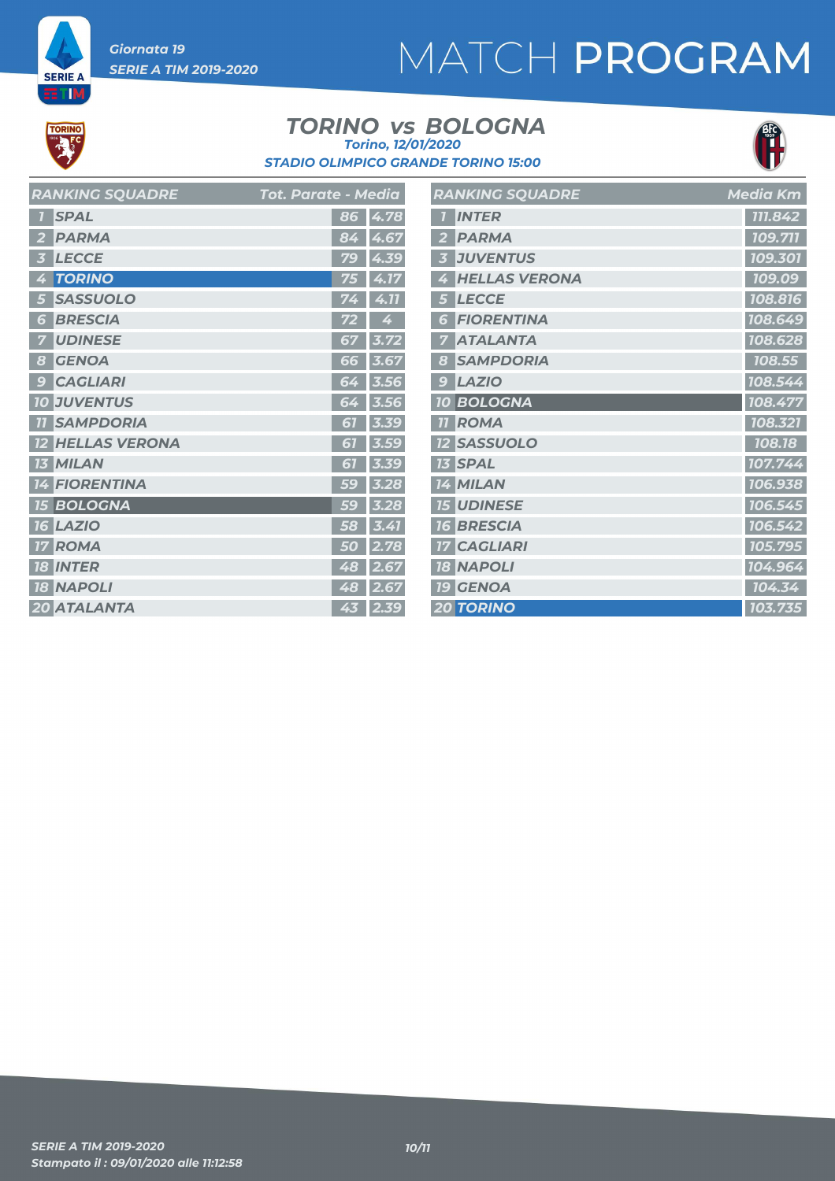Giornata 19

SERIE A TIM 2019-2020

# MATCH PROGRAM

## TORINO vs BOLOGNA

Torino, 12/01/2020

STADIO OLIMPICO GRANDE TORINO 15:00

| RANKING SQUADRE | | Tot. Parate | Media |
|---|---|---|---|
| 1 | SPAL | 86 | 4.78 |
| 2 | PARMA | 84 | 4.67 |
| 3 | LECCE | 79 | 4.39 |
| 4 | TORINO | 75 | 4.17 |
| 5 | SASSUOLO | 74 | 4.11 |
| 6 | BRESCIA | 72 | 4 |
| 7 | UDINESE | 67 | 3.72 |
| 8 | GENOA | 66 | 3.67 |
| 9 | CAGLIARI | 64 | 3.56 |
| 10 | JUVENTUS | 64 | 3.56 |
| 11 | SAMPDORIA | 61 | 3.39 |
| 12 | HELLAS VERONA | 61 | 3.59 |
| 13 | MILAN | 61 | 3.39 |
| 14 | FIORENTINA | 59 | 3.28 |
| 15 | BOLOGNA | 59 | 3.28 |
| 16 | LAZIO | 58 | 3.41 |
| 17 | ROMA | 50 | 2.78 |
| 18 | INTER | 48 | 2.67 |
| 18 | NAPOLI | 48 | 2.67 |
| 20 | ATALANTA | 43 | 2.39 |

| RANKING SQUADRE | | Media Km |
|---|---|---|
| 1 | INTER | 111.842 |
| 2 | PARMA | 109.711 |
| 3 | JUVENTUS | 109.301 |
| 4 | HELLAS VERONA | 109.09 |
| 5 | LECCE | 108.816 |
| 6 | FIORENTINA | 108.649 |
| 7 | ATALANTA | 108.628 |
| 8 | SAMPDORIA | 108.55 |
| 9 | LAZIO | 108.544 |
| 10 | BOLOGNA | 108.477 |
| 11 | ROMA | 108.321 |
| 12 | SASSUOLO | 108.18 |
| 13 | SPAL | 107.744 |
| 14 | MILAN | 106.938 |
| 15 | UDINESE | 106.545 |
| 16 | BRESCIA | 106.542 |
| 17 | CAGLIARI | 105.795 |
| 18 | NAPOLI | 104.964 |
| 19 | GENOA | 104.34 |
| 20 | TORINO | 103.735 |

SERIE A TIM 2019-2020

Stampato il : 09/01/2020 alle 11:12:58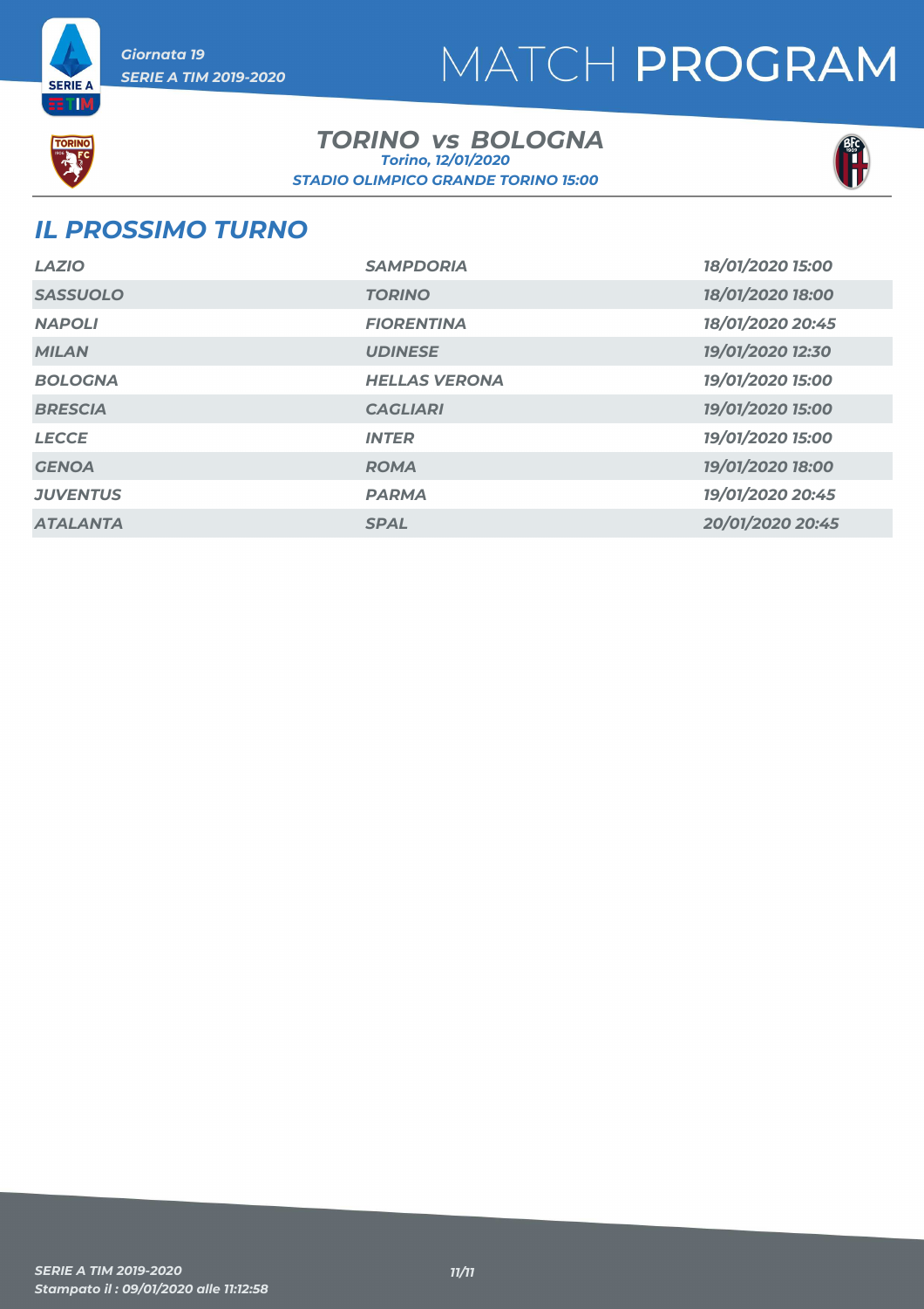Giornata 19

SERIE A TIM 2019-2020

# MATCH PROGRAM

## TORINO vs BOLOGNA

Torino, 12/01/2020

STADIO OLIMPICO GRANDE TORINO 15:00

## IL PROSSIMO TURNO

| | | |
|---|---|---|
| LAZIO | SAMPDORIA | 18/01/2020 15:00 |
| SASSUOLO | TORINO | 18/01/2020 18:00 |
| NAPOLI | FIORENTINA | 18/01/2020 20:45 |
| MILAN | UDINESE | 19/01/2020 12:30 |
| BOLOGNA | HELLAS VERONA | 19/01/2020 15:00 |
| BRESCIA | CAGLIARI | 19/01/2020 15:00 |
| LECCE | INTER | 19/01/2020 15:00 |
| GENOA | ROMA | 19/01/2020 18:00 |
| JUVENTUS | PARMA | 19/01/2020 20:45 |
| ATALANTA | SPAL | 20/01/2020 20:45 |

SERIE A TIM 2019-2020
Stampato il : 09/01/2020 alle 11:12:58